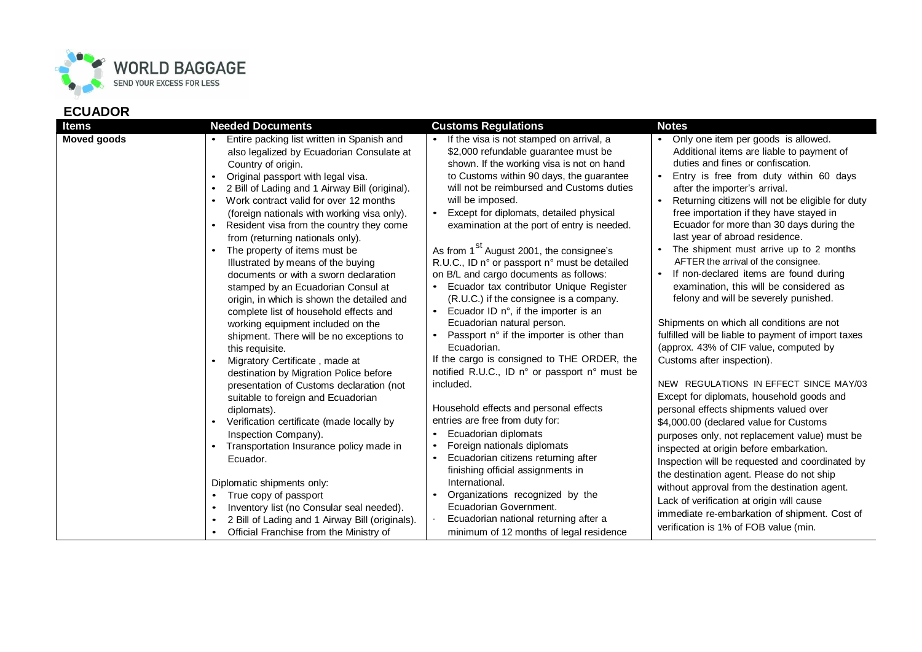## ECUADOR

| Items | Needed Documents | Customs Regulations | Notes |
|---|---|---|---|
| **Moved goods** | • Entire packing list written in Spanish and also legalized by Ecuadorian Consulate at Country of origin.<br>• Original passport with legal visa.<br>• 2 Bill of Lading and 1 Airway Bill (original).<br>• Work contract valid for over 12 months (foreign nationals with working visa only).<br>• Resident visa from the country they come from (returning nationals only).<br>• The property of items must be Illustrated by means of the buying documents or with a sworn declaration stamped by an Ecuadorian Consul at origin, in which is shown the detailed and complete list of household effects and working equipment included on the shipment. There will be no exceptions to this requisite.<br>• Migratory Certificate , made at destination by Migration Police before presentation of Customs declaration (not suitable to foreign and Ecuadorian diplomats).<br>• Verification certificate (made locally by Inspection Company).<br>• Transportation Insurance policy made in Ecuador.<br><br>Diplomatic shipments only:<br>• True copy of passport<br>• Inventory list (no Consular seal needed).<br>• 2 Bill of Lading and 1 Airway Bill (originals).<br>• Official Franchise from the Ministry of | • If the visa is not stamped on arrival, a \$2,000 refundable guarantee must be shown. If the working visa is not on hand to Customs within 90 days, the guarantee will not be reimbursed and Customs duties will be imposed.<br>• Except for diplomats, detailed physical examination at the port of entry is needed.<br><br>As from 1st August 2001, the consignee's R.U.C., ID n° or passport n° must be detailed on B/L and cargo documents as follows:<br>• Ecuador tax contributor Unique Register (R.U.C.) if the consignee is a company.<br>• Ecuador ID n°, if the importer is an Ecuadorian natural person.<br>• Passport n° if the importer is other than Ecuadorian.<br>If the cargo is consigned to THE ORDER, the notified R.U.C., ID n° or passport n° must be included.<br><br>Household effects and personal effects entries are free from duty for:<br>• Ecuadorian diplomats<br>• Foreign nationals diplomats<br>• Ecuadorian citizens returning after finishing official assignments in International.<br>• Organizations recognized by the Ecuadorian Government.<br>· Ecuadorian national returning after a minimum of 12 months of legal residence | • Only one item per goods is allowed. Additional items are liable to payment of duties and fines or confiscation.<br>• Entry is free from duty within 60 days after the importer's arrival.<br>• Returning citizens will not be eligible for duty free importation if they have stayed in Ecuador for more than 30 days during the last year of abroad residence.<br>• The shipment must arrive up to 2 months AFTER the arrival of the consignee.<br>• If non-declared items are found during examination, this will be considered as felony and will be severely punished.<br><br>Shipments on which all conditions are not fulfilled will be liable to payment of import taxes (approx. 43% of CIF value, computed by Customs after inspection).<br><br>NEW REGULATIONS IN EFFECT SINCE MAY/03<br>Except for diplomats, household goods and personal effects shipments valued over \$4,000.00 (declared value for Customs purposes only, not replacement value) must be inspected at origin before embarkation. Inspection will be requested and coordinated by the destination agent. Please do not ship without approval from the destination agent. Lack of verification at origin will cause immediate re-embarkation of shipment. Cost of verification is 1% of FOB value (min. |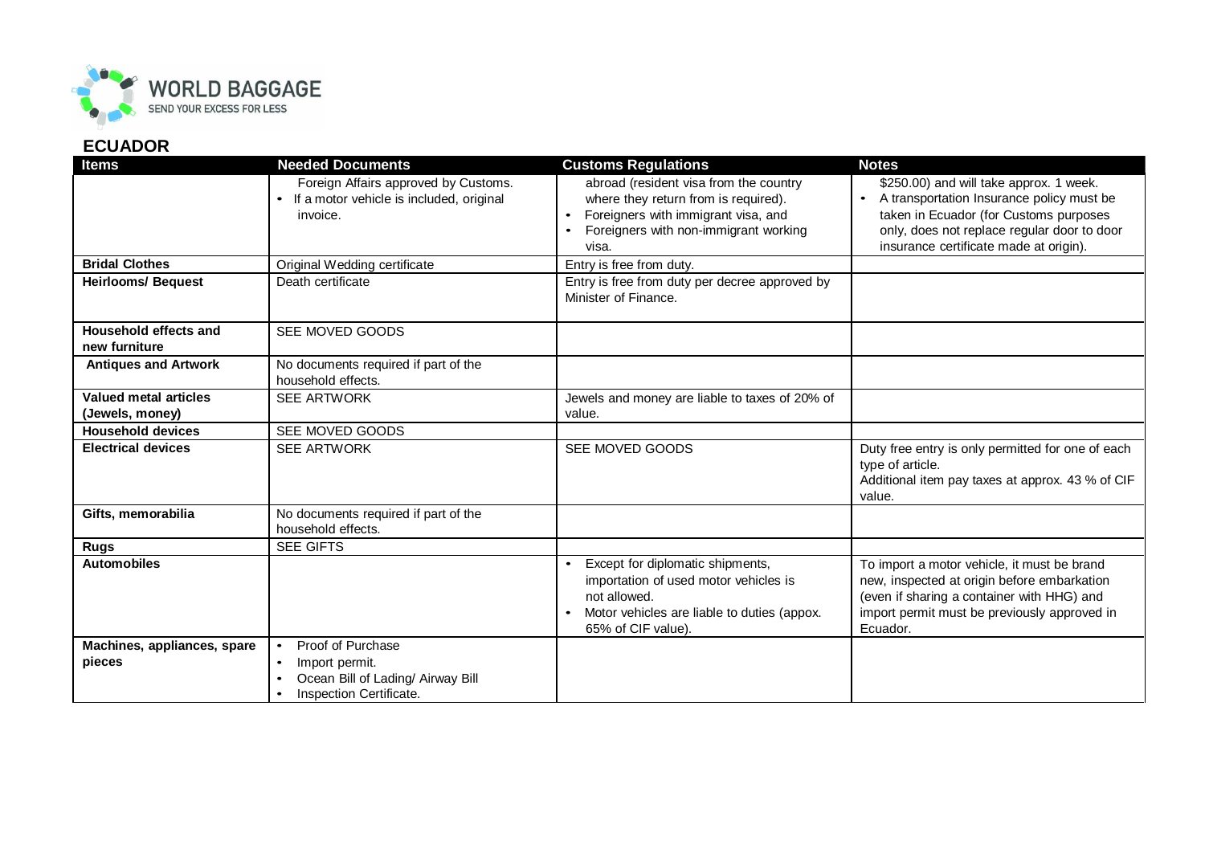## ECUADOR

| Items | Needed Documents | Customs Regulations | Notes |
|---|---|---|---|
| | Foreign Affairs approved by Customs.<br>• If a motor vehicle is included, original invoice. | abroad (resident visa from the country where they return from is required).<br>• Foreigners with immigrant visa, and<br>• Foreigners with non-immigrant working visa. | \$250.00) and will take approx. 1 week.<br>• A transportation Insurance policy must be taken in Ecuador (for Customs purposes only, does not replace regular door to door insurance certificate made at origin). |
| **Bridal Clothes** | Original Wedding certificate | Entry is free from duty. | |
| **Heirlooms/ Bequest** | Death certificate | Entry is free from duty per decree approved by Minister of Finance. | |
| **Household effects and new furniture** | SEE MOVED GOODS | | |
| **Antiques and Artwork** | No documents required if part of the household effects. | | |
| **Valued metal articles (Jewels, money)** | SEE ARTWORK | Jewels and money are liable to taxes of 20% of value. | |
| **Household devices** | SEE MOVED GOODS | | |
| **Electrical devices** | SEE ARTWORK | SEE MOVED GOODS | Duty free entry is only permitted for one of each type of article.<br>Additional item pay taxes at approx. 43 % of CIF value. |
| **Gifts, memorabilia** | No documents required if part of the household effects. | | |
| **Rugs** | SEE GIFTS | | |
| **Automobiles** | | • Except for diplomatic shipments, importation of used motor vehicles is not allowed.<br>• Motor vehicles are liable to duties (appox. 65% of CIF value). | To import a motor vehicle, it must be brand new, inspected at origin before embarkation (even if sharing a container with HHG) and import permit must be previously approved in Ecuador. |
| **Machines, appliances, spare pieces** | • Proof of Purchase<br>• Import permit.<br>• Ocean Bill of Lading/ Airway Bill<br>• Inspection Certificate. | | |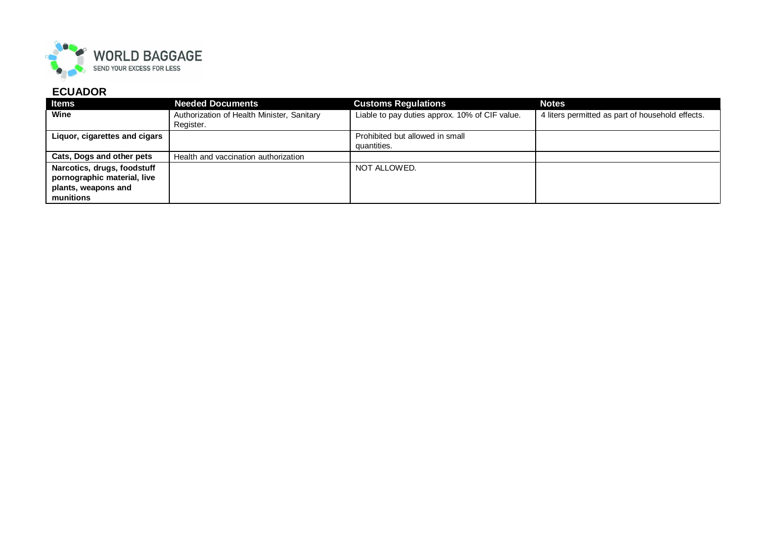WORLD BAGGAGE
SEND YOUR EXCESS FOR LESS

## ECUADOR

| Items | Needed Documents | Customs Regulations | Notes |
|---|---|---|---|
| **Wine** | Authorization of Health Minister, Sanitary Register. | Liable to pay duties approx. 10% of CIF value. | 4 liters permitted as part of household effects. |
| **Liquor, cigarettes and cigars** | | Prohibited but allowed in small quantities. | |
| **Cats, Dogs and other pets** | Health and vaccination authorization | | |
| **Narcotics, drugs, foodstuff pornographic material, live plants, weapons and munitions** | | NOT ALLOWED. | |